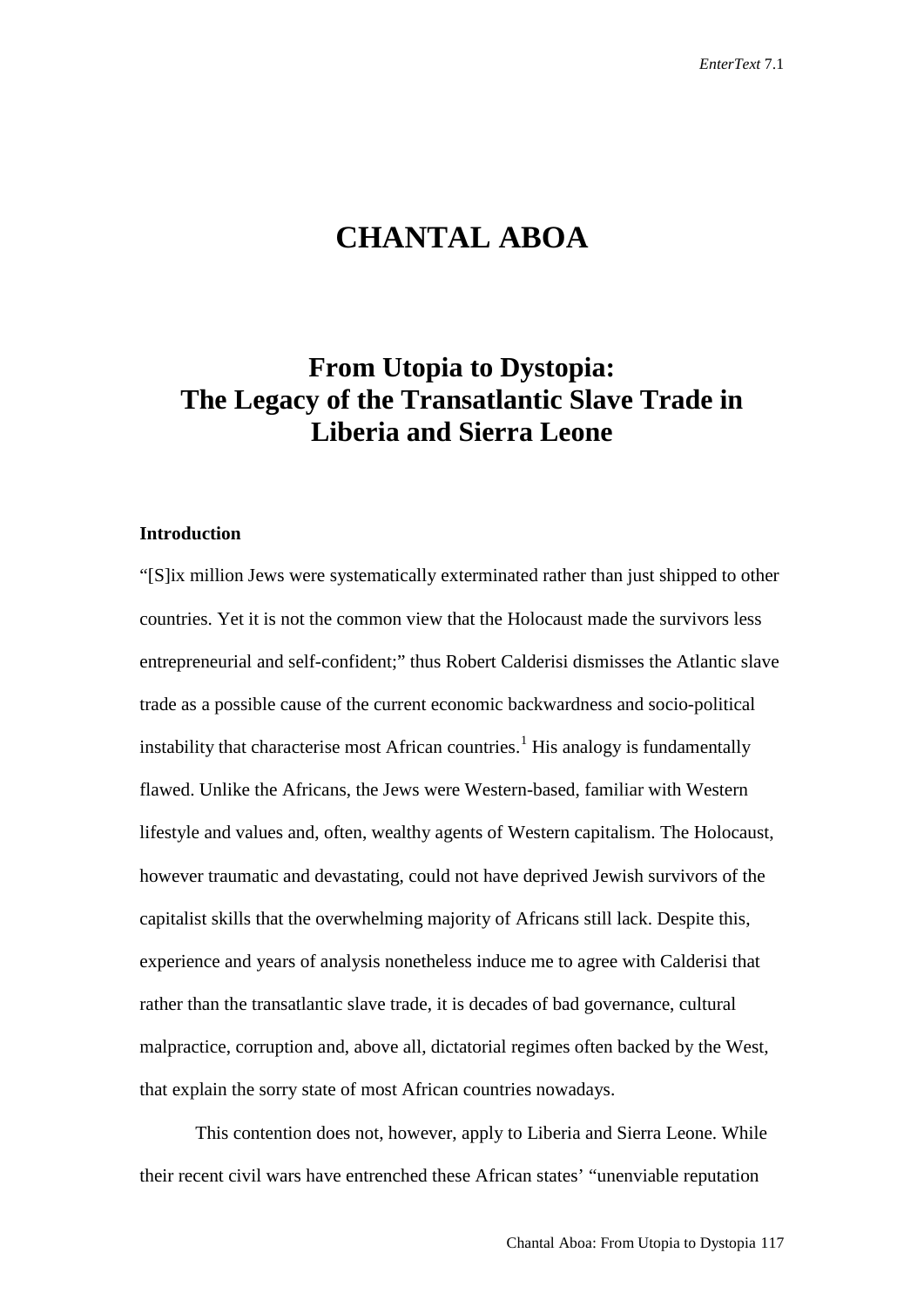# CHANTAL ABOA

## From Utopia to Dystopia: The Legacy of the Transatlantic Slave Trade in Liberia and Sierra Leone

### Introduction

"[S]ix million Jews were systematically exterminated rather than just shipped to other countries. Yet it is not the common view that the Holocaust made the survivors less entrepreneurial and self-confident;" thus Robert Calderisi dismisses the Atlantic slave trade as a possible cause of the current economic backwardness and socio-political instability that characterise most African countries.[1] His analogy is fundamentally flawed. Unlike the Africans, the Jews were Western-based, familiar with Western lifestyle and values and, often, wealthy agents of Western capitalism. The Holocaust, however traumatic and devastating, could not have deprived Jewish survivors of the capitalist skills that the overwhelming majority of Africans still lack. Despite this, experience and years of analysis nonetheless induce me to agree with Calderisi that rather than the transatlantic slave trade, it is decades of bad governance, cultural malpractice, corruption and, above all, dictatorial regimes often backed by the West, that explain the sorry state of most African countries nowadays.

This contention does not, however, apply to Liberia and Sierra Leone. While their recent civil wars have entrenched these African states' "unenviable reputation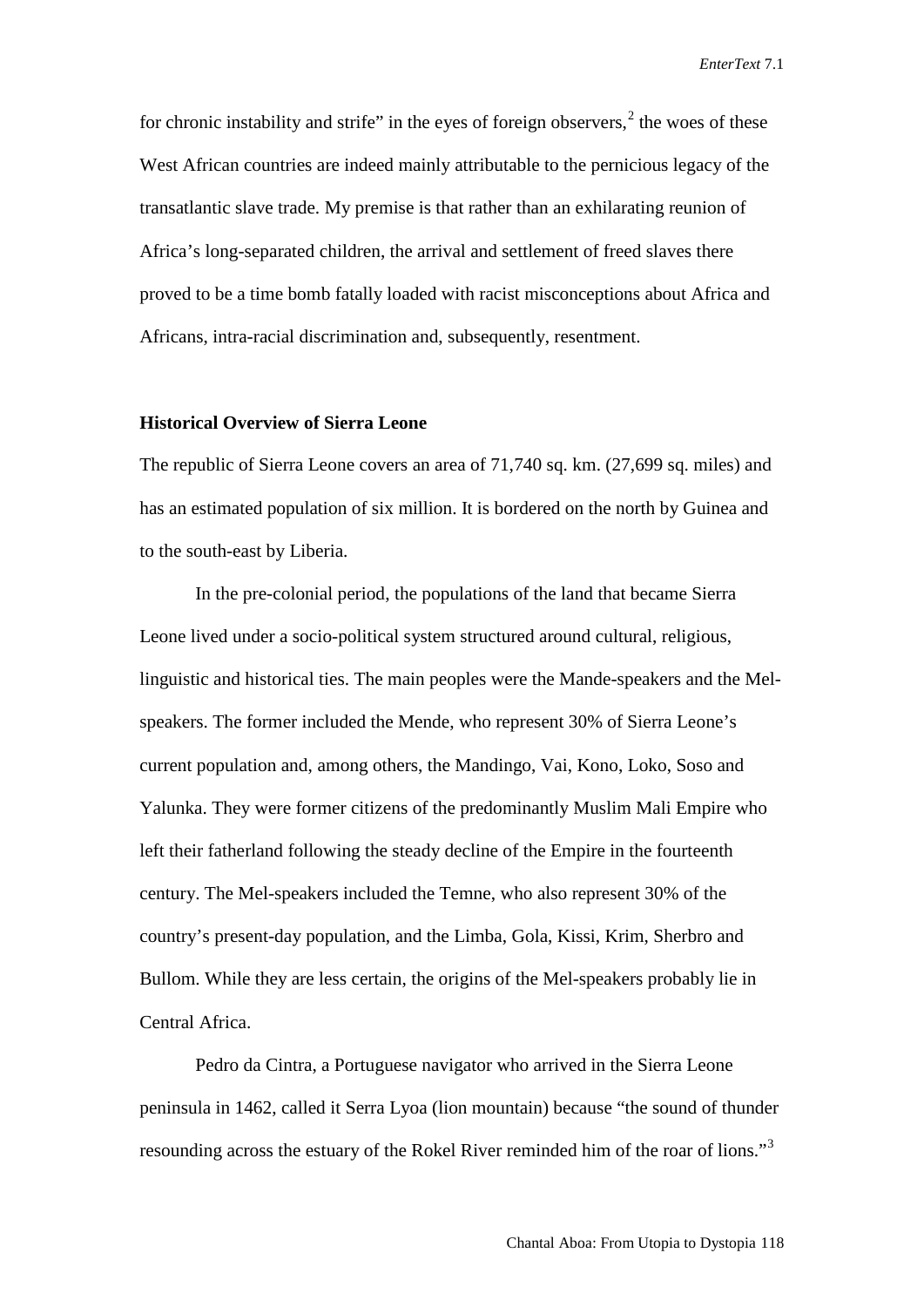for chronic instability and strife" in the eyes of foreign observers,[2] the woes of these West African countries are indeed mainly attributable to the pernicious legacy of the transatlantic slave trade. My premise is that rather than an exhilarating reunion of Africa's long-separated children, the arrival and settlement of freed slaves there proved to be a time bomb fatally loaded with racist misconceptions about Africa and Africans, intra-racial discrimination and, subsequently, resentment.

## Historical Overview of Sierra Leone

The republic of Sierra Leone covers an area of 71,740 sq. km. (27,699 sq. miles) and has an estimated population of six million. It is bordered on the north by Guinea and to the south-east by Liberia.

In the pre-colonial period, the populations of the land that became Sierra Leone lived under a socio-political system structured around cultural, religious, linguistic and historical ties. The main peoples were the Mande-speakers and the Mel-speakers. The former included the Mende, who represent 30% of Sierra Leone's current population and, among others, the Mandingo, Vai, Kono, Loko, Soso and Yalunka. They were former citizens of the predominantly Muslim Mali Empire who left their fatherland following the steady decline of the Empire in the fourteenth century. The Mel-speakers included the Temne, who also represent 30% of the country's present-day population, and the Limba, Gola, Kissi, Krim, Sherbro and Bullom. While they are less certain, the origins of the Mel-speakers probably lie in Central Africa.

Pedro da Cintra, a Portuguese navigator who arrived in the Sierra Leone peninsula in 1462, called it Serra Lyoa (lion mountain) because "the sound of thunder resounding across the estuary of the Rokel River reminded him of the roar of lions."[3]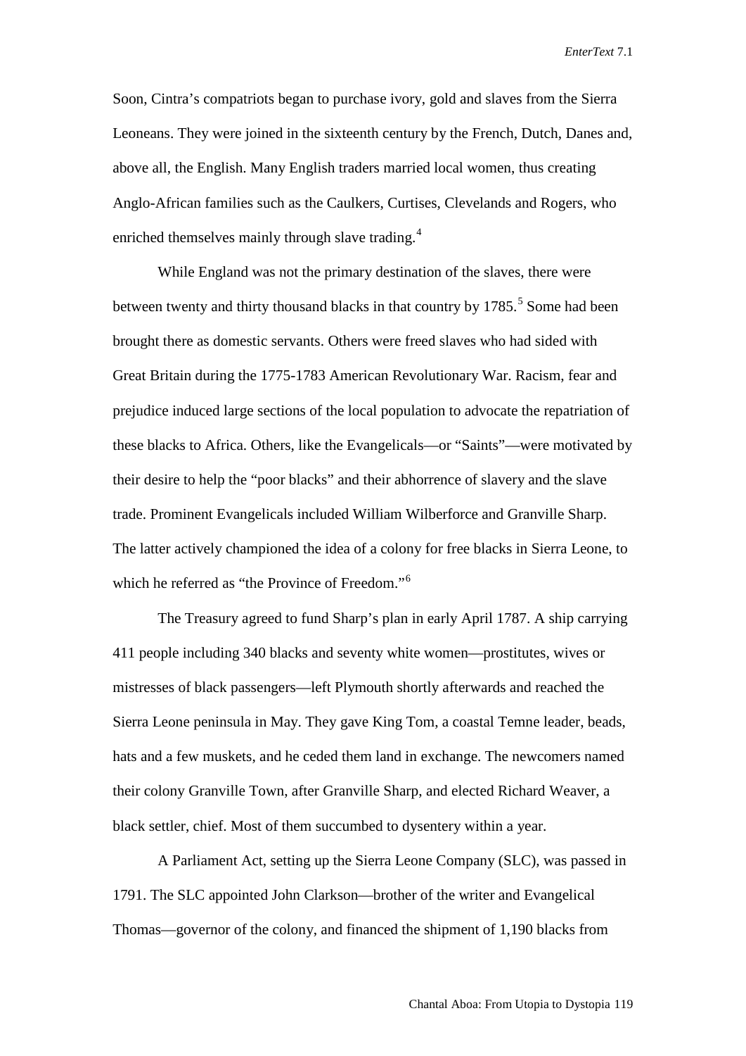Soon, Cintra's compatriots began to purchase ivory, gold and slaves from the Sierra Leoneans. They were joined in the sixteenth century by the French, Dutch, Danes and, above all, the English. Many English traders married local women, thus creating Anglo-African families such as the Caulkers, Curtises, Clevelands and Rogers, who enriched themselves mainly through slave trading.[4]

While England was not the primary destination of the slaves, there were between twenty and thirty thousand blacks in that country by 1785.[5] Some had been brought there as domestic servants. Others were freed slaves who had sided with Great Britain during the 1775-1783 American Revolutionary War. Racism, fear and prejudice induced large sections of the local population to advocate the repatriation of these blacks to Africa. Others, like the Evangelicals—or "Saints"—were motivated by their desire to help the "poor blacks" and their abhorrence of slavery and the slave trade. Prominent Evangelicals included William Wilberforce and Granville Sharp. The latter actively championed the idea of a colony for free blacks in Sierra Leone, to which he referred as "the Province of Freedom."[6]

The Treasury agreed to fund Sharp's plan in early April 1787. A ship carrying 411 people including 340 blacks and seventy white women—prostitutes, wives or mistresses of black passengers—left Plymouth shortly afterwards and reached the Sierra Leone peninsula in May. They gave King Tom, a coastal Temne leader, beads, hats and a few muskets, and he ceded them land in exchange. The newcomers named their colony Granville Town, after Granville Sharp, and elected Richard Weaver, a black settler, chief. Most of them succumbed to dysentery within a year.

A Parliament Act, setting up the Sierra Leone Company (SLC), was passed in 1791. The SLC appointed John Clarkson—brother of the writer and Evangelical Thomas—governor of the colony, and financed the shipment of 1,190 blacks from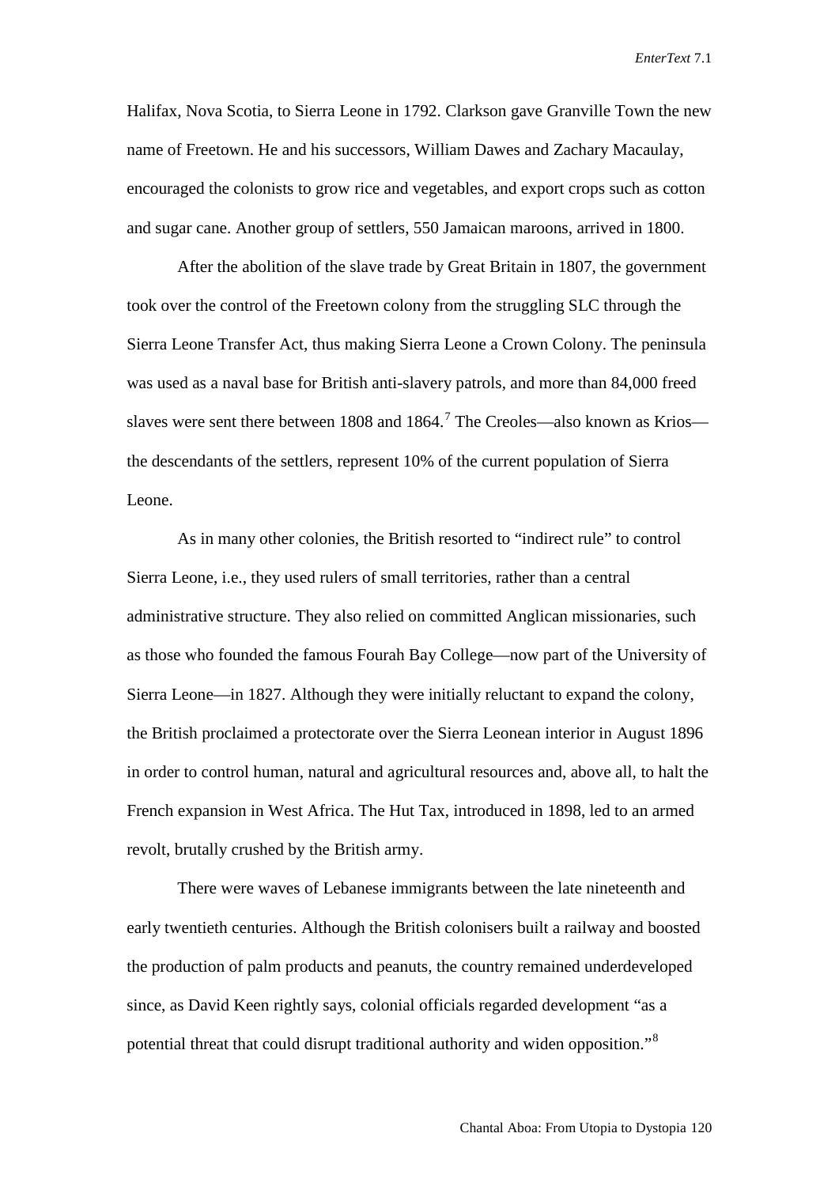Halifax, Nova Scotia, to Sierra Leone in 1792. Clarkson gave Granville Town the new name of Freetown. He and his successors, William Dawes and Zachary Macaulay, encouraged the colonists to grow rice and vegetables, and export crops such as cotton and sugar cane. Another group of settlers, 550 Jamaican maroons, arrived in 1800.

After the abolition of the slave trade by Great Britain in 1807, the government took over the control of the Freetown colony from the struggling SLC through the Sierra Leone Transfer Act, thus making Sierra Leone a Crown Colony. The peninsula was used as a naval base for British anti-slavery patrols, and more than 84,000 freed slaves were sent there between 1808 and 1864.[7] The Creoles—also known as Krios—the descendants of the settlers, represent 10% of the current population of Sierra Leone.

As in many other colonies, the British resorted to "indirect rule" to control Sierra Leone, i.e., they used rulers of small territories, rather than a central administrative structure. They also relied on committed Anglican missionaries, such as those who founded the famous Fourah Bay College—now part of the University of Sierra Leone—in 1827. Although they were initially reluctant to expand the colony, the British proclaimed a protectorate over the Sierra Leonean interior in August 1896 in order to control human, natural and agricultural resources and, above all, to halt the French expansion in West Africa. The Hut Tax, introduced in 1898, led to an armed revolt, brutally crushed by the British army.

There were waves of Lebanese immigrants between the late nineteenth and early twentieth centuries. Although the British colonisers built a railway and boosted the production of palm products and peanuts, the country remained underdeveloped since, as David Keen rightly says, colonial officials regarded development "as a potential threat that could disrupt traditional authority and widen opposition."[8]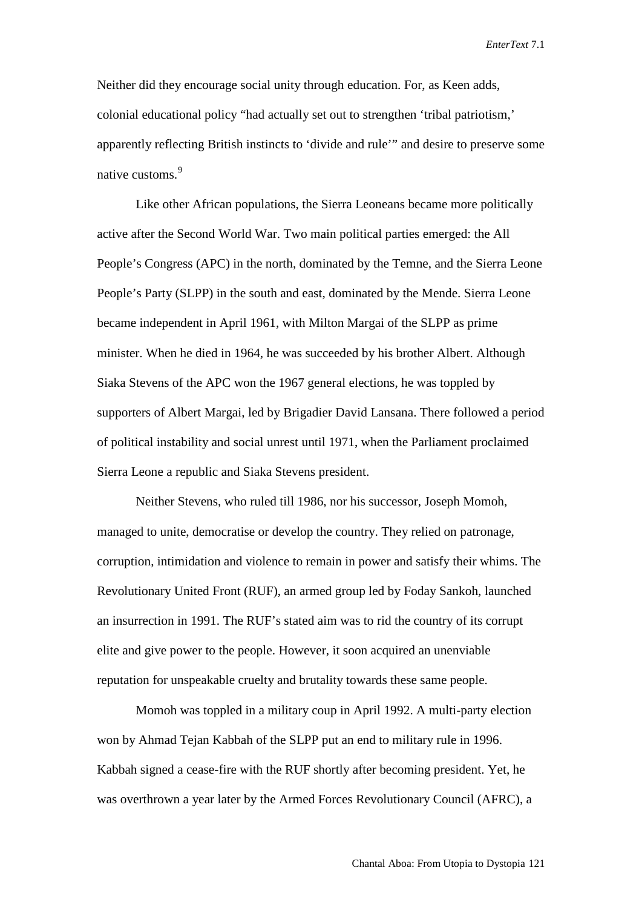Neither did they encourage social unity through education. For, as Keen adds, colonial educational policy "had actually set out to strengthen 'tribal patriotism,' apparently reflecting British instincts to 'divide and rule'" and desire to preserve some native customs.[9]

Like other African populations, the Sierra Leoneans became more politically active after the Second World War. Two main political parties emerged: the All People's Congress (APC) in the north, dominated by the Temne, and the Sierra Leone People's Party (SLPP) in the south and east, dominated by the Mende. Sierra Leone became independent in April 1961, with Milton Margai of the SLPP as prime minister. When he died in 1964, he was succeeded by his brother Albert. Although Siaka Stevens of the APC won the 1967 general elections, he was toppled by supporters of Albert Margai, led by Brigadier David Lansana. There followed a period of political instability and social unrest until 1971, when the Parliament proclaimed Sierra Leone a republic and Siaka Stevens president.

Neither Stevens, who ruled till 1986, nor his successor, Joseph Momoh, managed to unite, democratise or develop the country. They relied on patronage, corruption, intimidation and violence to remain in power and satisfy their whims. The Revolutionary United Front (RUF), an armed group led by Foday Sankoh, launched an insurrection in 1991. The RUF's stated aim was to rid the country of its corrupt elite and give power to the people. However, it soon acquired an unenviable reputation for unspeakable cruelty and brutality towards these same people.

Momoh was toppled in a military coup in April 1992. A multi-party election won by Ahmad Tejan Kabbah of the SLPP put an end to military rule in 1996. Kabbah signed a cease-fire with the RUF shortly after becoming president. Yet, he was overthrown a year later by the Armed Forces Revolutionary Council (AFRC), a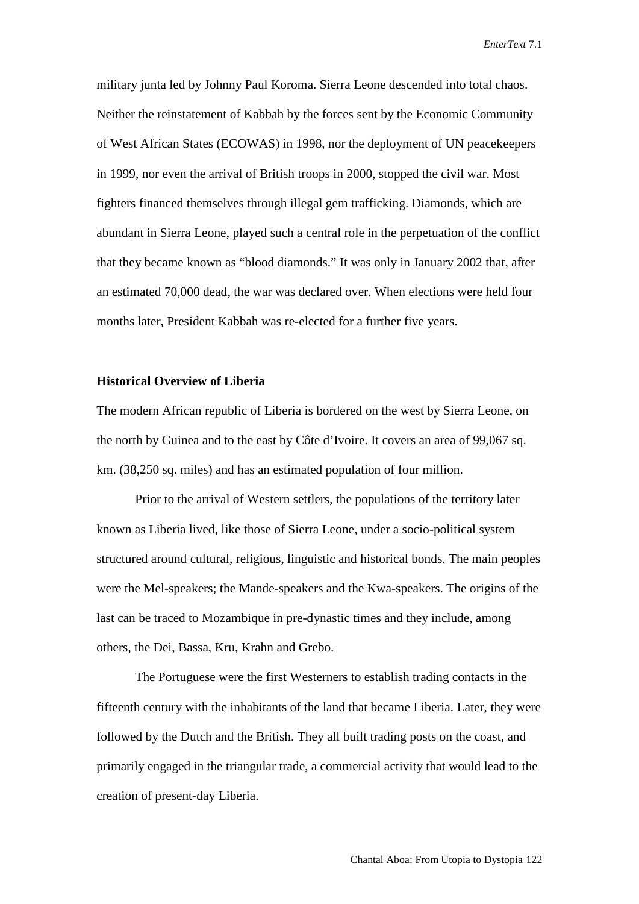military junta led by Johnny Paul Koroma. Sierra Leone descended into total chaos. Neither the reinstatement of Kabbah by the forces sent by the Economic Community of West African States (ECOWAS) in 1998, nor the deployment of UN peacekeepers in 1999, nor even the arrival of British troops in 2000, stopped the civil war. Most fighters financed themselves through illegal gem trafficking. Diamonds, which are abundant in Sierra Leone, played such a central role in the perpetuation of the conflict that they became known as "blood diamonds." It was only in January 2002 that, after an estimated 70,000 dead, the war was declared over. When elections were held four months later, President Kabbah was re-elected for a further five years.

### Historical Overview of Liberia

The modern African republic of Liberia is bordered on the west by Sierra Leone, on the north by Guinea and to the east by Côte d'Ivoire. It covers an area of 99,067 sq. km. (38,250 sq. miles) and has an estimated population of four million.

Prior to the arrival of Western settlers, the populations of the territory later known as Liberia lived, like those of Sierra Leone, under a socio-political system structured around cultural, religious, linguistic and historical bonds. The main peoples were the Mel-speakers; the Mande-speakers and the Kwa-speakers. The origins of the last can be traced to Mozambique in pre-dynastic times and they include, among others, the Dei, Bassa, Kru, Krahn and Grebo.

The Portuguese were the first Westerners to establish trading contacts in the fifteenth century with the inhabitants of the land that became Liberia. Later, they were followed by the Dutch and the British. They all built trading posts on the coast, and primarily engaged in the triangular trade, a commercial activity that would lead to the creation of present-day Liberia.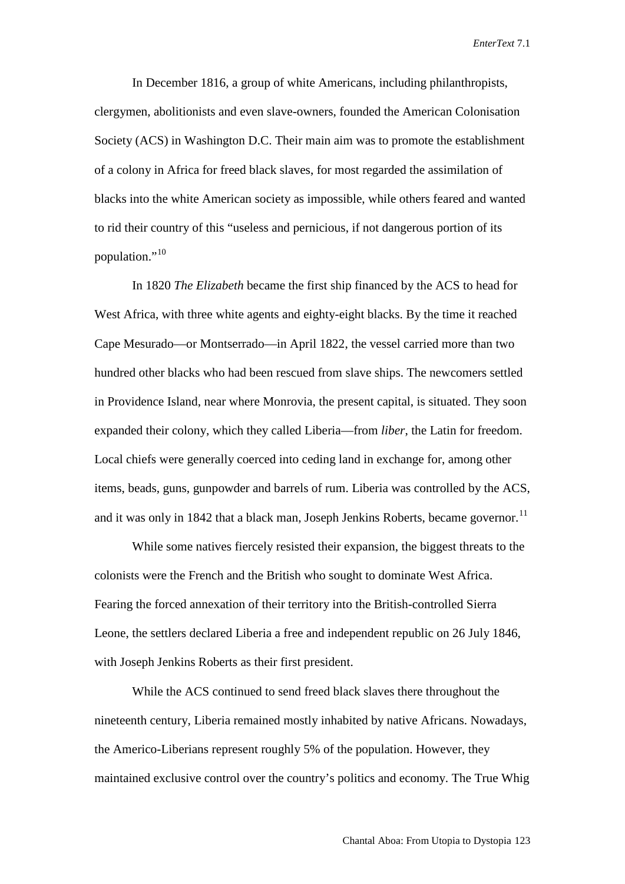In December 1816, a group of white Americans, including philanthropists, clergymen, abolitionists and even slave-owners, founded the American Colonisation Society (ACS) in Washington D.C. Their main aim was to promote the establishment of a colony in Africa for freed black slaves, for most regarded the assimilation of blacks into the white American society as impossible, while others feared and wanted to rid their country of this "useless and pernicious, if not dangerous portion of its population."[10]

In 1820 *The Elizabeth* became the first ship financed by the ACS to head for West Africa, with three white agents and eighty-eight blacks. By the time it reached Cape Mesurado—or Montserrado—in April 1822, the vessel carried more than two hundred other blacks who had been rescued from slave ships. The newcomers settled in Providence Island, near where Monrovia, the present capital, is situated. They soon expanded their colony, which they called Liberia—from *liber*, the Latin for freedom. Local chiefs were generally coerced into ceding land in exchange for, among other items, beads, guns, gunpowder and barrels of rum. Liberia was controlled by the ACS, and it was only in 1842 that a black man, Joseph Jenkins Roberts, became governor.[11]

While some natives fiercely resisted their expansion, the biggest threats to the colonists were the French and the British who sought to dominate West Africa. Fearing the forced annexation of their territory into the British-controlled Sierra Leone, the settlers declared Liberia a free and independent republic on 26 July 1846, with Joseph Jenkins Roberts as their first president.

While the ACS continued to send freed black slaves there throughout the nineteenth century, Liberia remained mostly inhabited by native Africans. Nowadays, the Americo-Liberians represent roughly 5% of the population. However, they maintained exclusive control over the country's politics and economy. The True Whig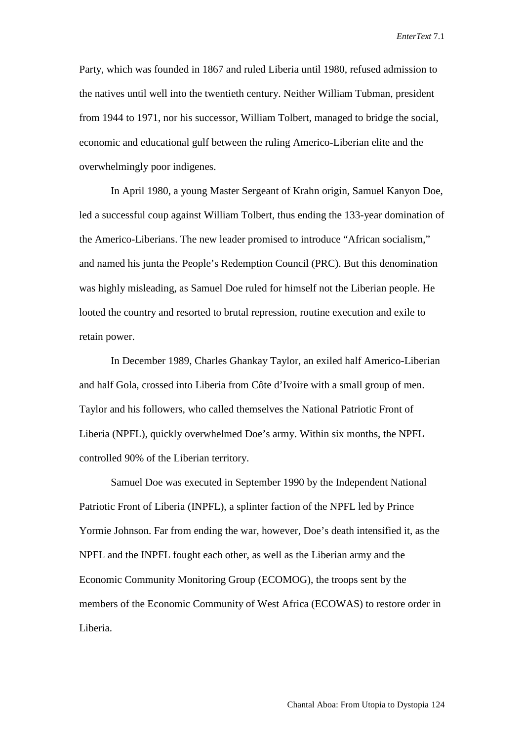Party, which was founded in 1867 and ruled Liberia until 1980, refused admission to the natives until well into the twentieth century. Neither William Tubman, president from 1944 to 1971, nor his successor, William Tolbert, managed to bridge the social, economic and educational gulf between the ruling Americo-Liberian elite and the overwhelmingly poor indigenes.

In April 1980, a young Master Sergeant of Krahn origin, Samuel Kanyon Doe, led a successful coup against William Tolbert, thus ending the 133-year domination of the Americo-Liberians. The new leader promised to introduce "African socialism," and named his junta the People's Redemption Council (PRC). But this denomination was highly misleading, as Samuel Doe ruled for himself not the Liberian people. He looted the country and resorted to brutal repression, routine execution and exile to retain power.

In December 1989, Charles Ghankay Taylor, an exiled half Americo-Liberian and half Gola, crossed into Liberia from Côte d'Ivoire with a small group of men. Taylor and his followers, who called themselves the National Patriotic Front of Liberia (NPFL), quickly overwhelmed Doe's army. Within six months, the NPFL controlled 90% of the Liberian territory.

Samuel Doe was executed in September 1990 by the Independent National Patriotic Front of Liberia (INPFL), a splinter faction of the NPFL led by Prince Yormie Johnson. Far from ending the war, however, Doe's death intensified it, as the NPFL and the INPFL fought each other, as well as the Liberian army and the Economic Community Monitoring Group (ECOMOG), the troops sent by the members of the Economic Community of West Africa (ECOWAS) to restore order in Liberia.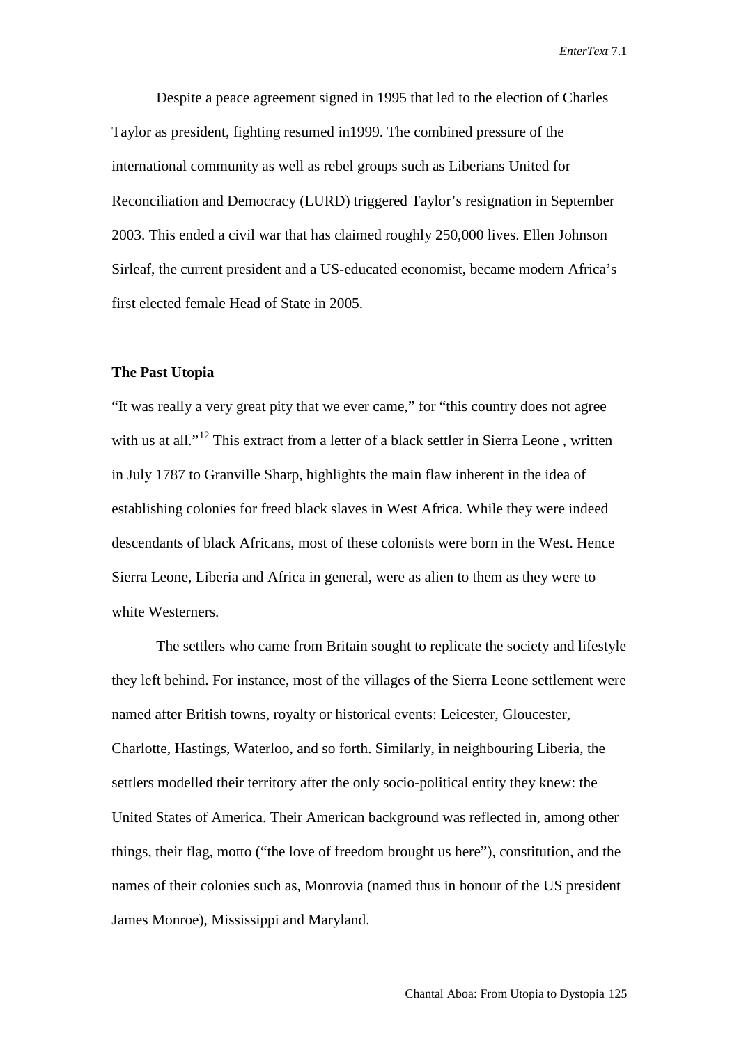Despite a peace agreement signed in 1995 that led to the election of Charles Taylor as president, fighting resumed in1999. The combined pressure of the international community as well as rebel groups such as Liberians United for Reconciliation and Democracy (LURD) triggered Taylor's resignation in September 2003. This ended a civil war that has claimed roughly 250,000 lives. Ellen Johnson Sirleaf, the current president and a US-educated economist, became modern Africa's first elected female Head of State in 2005.

**The Past Utopia**

"It was really a very great pity that we ever came," for "this country does not agree with us at all."[12] This extract from a letter of a black settler in Sierra Leone , written in July 1787 to Granville Sharp, highlights the main flaw inherent in the idea of establishing colonies for freed black slaves in West Africa. While they were indeed descendants of black Africans, most of these colonists were born in the West. Hence Sierra Leone, Liberia and Africa in general, were as alien to them as they were to white Westerners.

The settlers who came from Britain sought to replicate the society and lifestyle they left behind. For instance, most of the villages of the Sierra Leone settlement were named after British towns, royalty or historical events: Leicester, Gloucester, Charlotte, Hastings, Waterloo, and so forth. Similarly, in neighbouring Liberia, the settlers modelled their territory after the only socio-political entity they knew: the United States of America. Their American background was reflected in, among other things, their flag, motto ("the love of freedom brought us here"), constitution, and the names of their colonies such as, Monrovia (named thus in honour of the US president James Monroe), Mississippi and Maryland.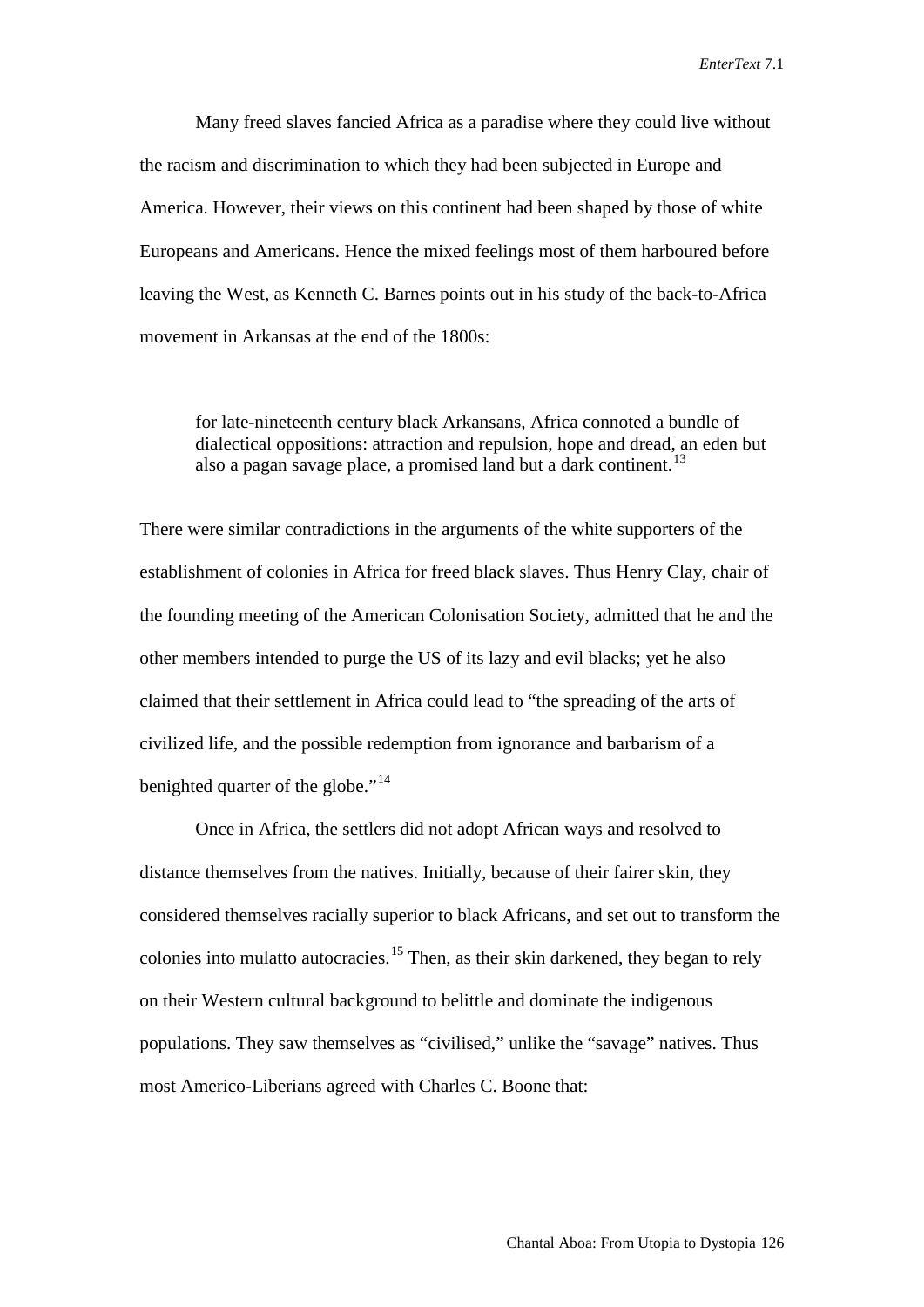Many freed slaves fancied Africa as a paradise where they could live without the racism and discrimination to which they had been subjected in Europe and America. However, their views on this continent had been shaped by those of white Europeans and Americans. Hence the mixed feelings most of them harboured before leaving the West, as Kenneth C. Barnes points out in his study of the back-to-Africa movement in Arkansas at the end of the 1800s:

> for late-nineteenth century black Arkansans, Africa connoted a bundle of dialectical oppositions: attraction and repulsion, hope and dread, an eden but also a pagan savage place, a promised land but a dark continent.[13]

There were similar contradictions in the arguments of the white supporters of the establishment of colonies in Africa for freed black slaves. Thus Henry Clay, chair of the founding meeting of the American Colonisation Society, admitted that he and the other members intended to purge the US of its lazy and evil blacks; yet he also claimed that their settlement in Africa could lead to "the spreading of the arts of civilized life, and the possible redemption from ignorance and barbarism of a benighted quarter of the globe."[14]

Once in Africa, the settlers did not adopt African ways and resolved to distance themselves from the natives. Initially, because of their fairer skin, they considered themselves racially superior to black Africans, and set out to transform the colonies into mulatto autocracies.[15] Then, as their skin darkened, they began to rely on their Western cultural background to belittle and dominate the indigenous populations. They saw themselves as "civilised," unlike the "savage" natives. Thus most Americo-Liberians agreed with Charles C. Boone that: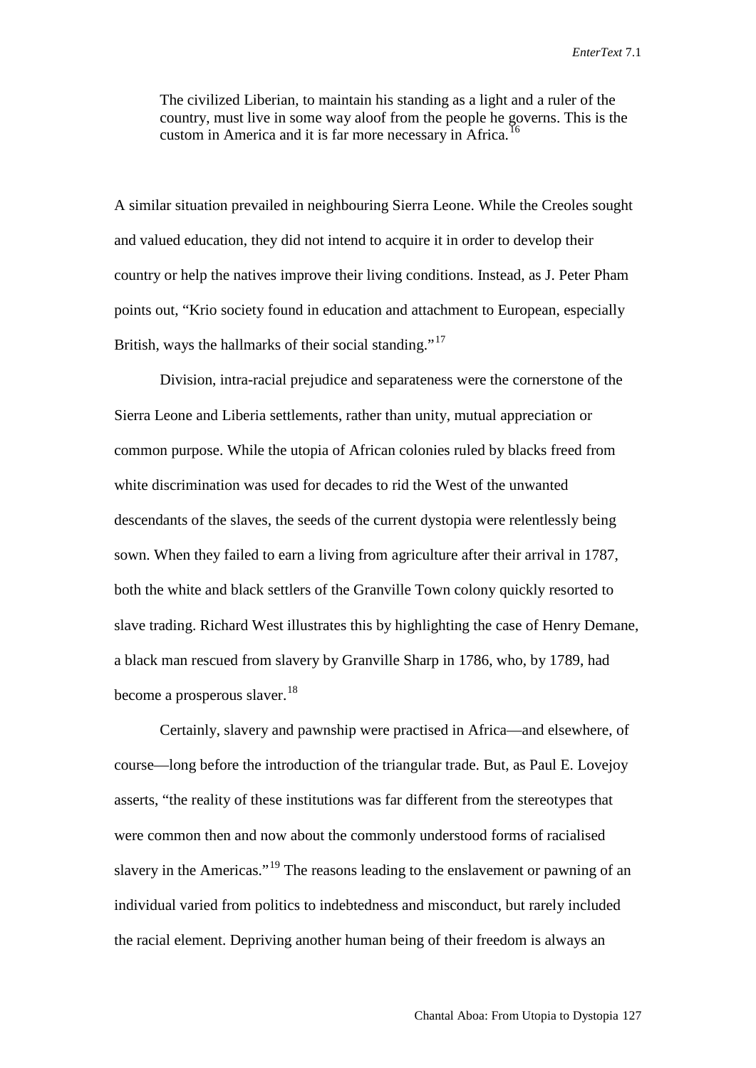> The civilized Liberian, to maintain his standing as a light and a ruler of the country, must live in some way aloof from the people he governs. This is the custom in America and it is far more necessary in Africa.[16]

A similar situation prevailed in neighbouring Sierra Leone. While the Creoles sought and valued education, they did not intend to acquire it in order to develop their country or help the natives improve their living conditions. Instead, as J. Peter Pham points out, "Krio society found in education and attachment to European, especially British, ways the hallmarks of their social standing."[17]

Division, intra-racial prejudice and separateness were the cornerstone of the Sierra Leone and Liberia settlements, rather than unity, mutual appreciation or common purpose. While the utopia of African colonies ruled by blacks freed from white discrimination was used for decades to rid the West of the unwanted descendants of the slaves, the seeds of the current dystopia were relentlessly being sown. When they failed to earn a living from agriculture after their arrival in 1787, both the white and black settlers of the Granville Town colony quickly resorted to slave trading. Richard West illustrates this by highlighting the case of Henry Demane, a black man rescued from slavery by Granville Sharp in 1786, who, by 1789, had become a prosperous slaver.[18]

Certainly, slavery and pawnship were practised in Africa—and elsewhere, of course—long before the introduction of the triangular trade. But, as Paul E. Lovejoy asserts, "the reality of these institutions was far different from the stereotypes that were common then and now about the commonly understood forms of racialised slavery in the Americas."[19] The reasons leading to the enslavement or pawning of an individual varied from politics to indebtedness and misconduct, but rarely included the racial element. Depriving another human being of their freedom is always an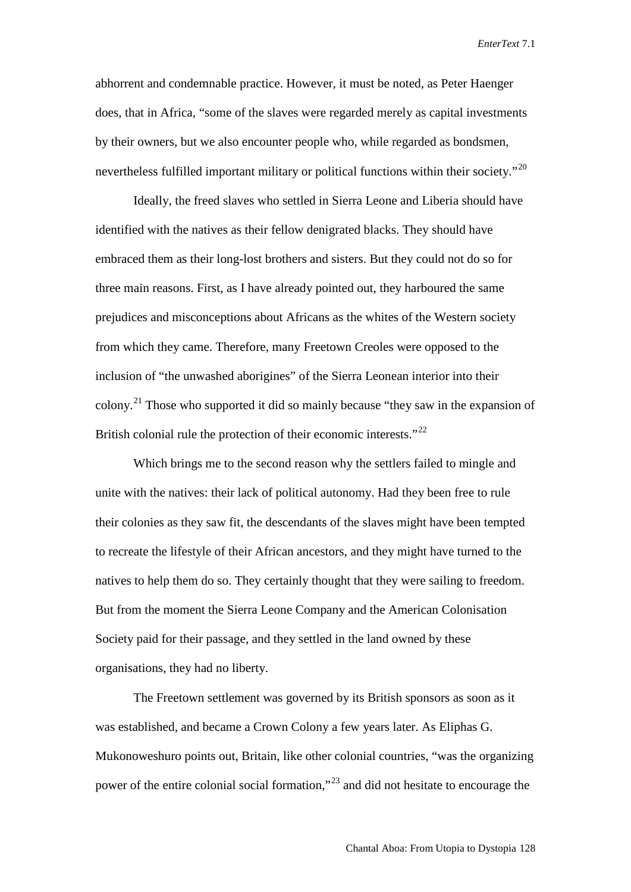abhorrent and condemnable practice. However, it must be noted, as Peter Haenger does, that in Africa, "some of the slaves were regarded merely as capital investments by their owners, but we also encounter people who, while regarded as bondsmen, nevertheless fulfilled important military or political functions within their society."[20]

Ideally, the freed slaves who settled in Sierra Leone and Liberia should have identified with the natives as their fellow denigrated blacks. They should have embraced them as their long-lost brothers and sisters. But they could not do so for three main reasons. First, as I have already pointed out, they harboured the same prejudices and misconceptions about Africans as the whites of the Western society from which they came. Therefore, many Freetown Creoles were opposed to the inclusion of "the unwashed aborigines" of the Sierra Leonean interior into their colony.[21] Those who supported it did so mainly because "they saw in the expansion of British colonial rule the protection of their economic interests."[22]

Which brings me to the second reason why the settlers failed to mingle and unite with the natives: their lack of political autonomy. Had they been free to rule their colonies as they saw fit, the descendants of the slaves might have been tempted to recreate the lifestyle of their African ancestors, and they might have turned to the natives to help them do so. They certainly thought that they were sailing to freedom. But from the moment the Sierra Leone Company and the American Colonisation Society paid for their passage, and they settled in the land owned by these organisations, they had no liberty.

The Freetown settlement was governed by its British sponsors as soon as it was established, and became a Crown Colony a few years later. As Eliphas G. Mukonoweshuro points out, Britain, like other colonial countries, "was the organizing power of the entire colonial social formation,"[23] and did not hesitate to encourage the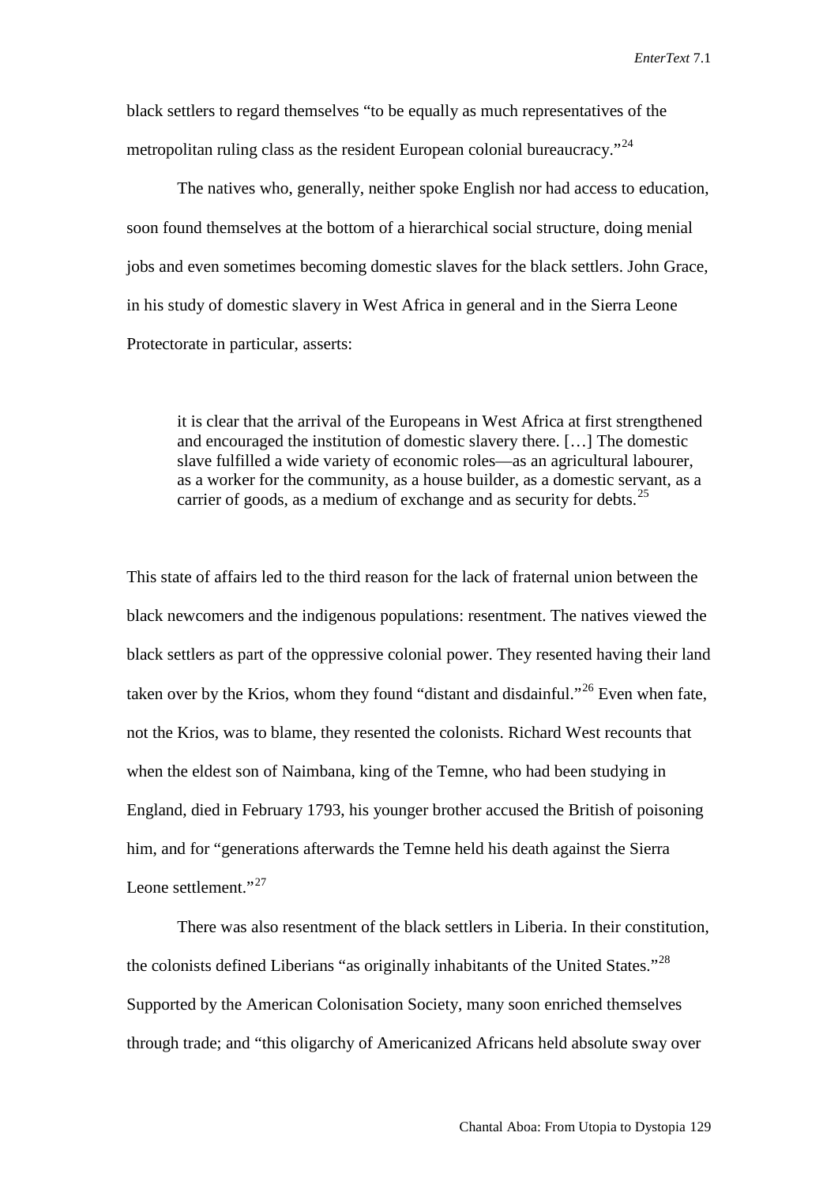black settlers to regard themselves "to be equally as much representatives of the metropolitan ruling class as the resident European colonial bureaucracy."[24]

The natives who, generally, neither spoke English nor had access to education, soon found themselves at the bottom of a hierarchical social structure, doing menial jobs and even sometimes becoming domestic slaves for the black settlers. John Grace, in his study of domestic slavery in West Africa in general and in the Sierra Leone Protectorate in particular, asserts:

> it is clear that the arrival of the Europeans in West Africa at first strengthened and encouraged the institution of domestic slavery there. […] The domestic slave fulfilled a wide variety of economic roles—as an agricultural labourer, as a worker for the community, as a house builder, as a domestic servant, as a carrier of goods, as a medium of exchange and as security for debts.[25]

This state of affairs led to the third reason for the lack of fraternal union between the black newcomers and the indigenous populations: resentment. The natives viewed the black settlers as part of the oppressive colonial power. They resented having their land taken over by the Krios, whom they found "distant and disdainful."[26] Even when fate, not the Krios, was to blame, they resented the colonists. Richard West recounts that when the eldest son of Naimbana, king of the Temne, who had been studying in England, died in February 1793, his younger brother accused the British of poisoning him, and for "generations afterwards the Temne held his death against the Sierra Leone settlement."[27]

There was also resentment of the black settlers in Liberia. In their constitution, the colonists defined Liberians "as originally inhabitants of the United States."[28] Supported by the American Colonisation Society, many soon enriched themselves through trade; and "this oligarchy of Americanized Africans held absolute sway over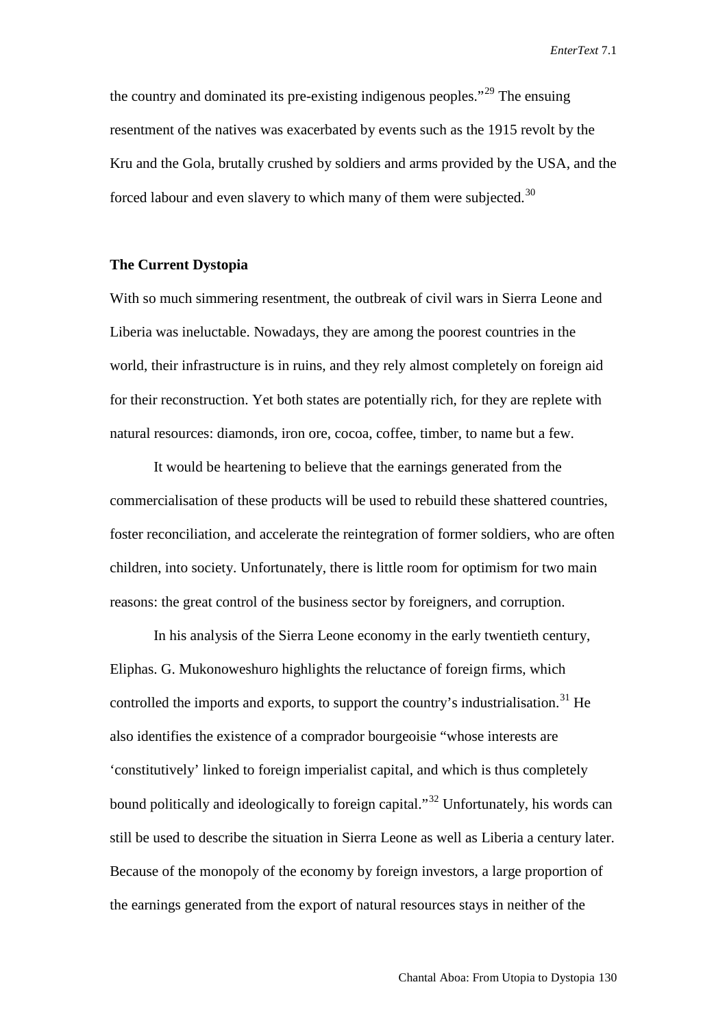the country and dominated its pre-existing indigenous peoples."[29] The ensuing resentment of the natives was exacerbated by events such as the 1915 revolt by the Kru and the Gola, brutally crushed by soldiers and arms provided by the USA, and the forced labour and even slavery to which many of them were subjected.[30]

**The Current Dystopia**

With so much simmering resentment, the outbreak of civil wars in Sierra Leone and Liberia was ineluctable. Nowadays, they are among the poorest countries in the world, their infrastructure is in ruins, and they rely almost completely on foreign aid for their reconstruction. Yet both states are potentially rich, for they are replete with natural resources: diamonds, iron ore, cocoa, coffee, timber, to name but a few.

It would be heartening to believe that the earnings generated from the commercialisation of these products will be used to rebuild these shattered countries, foster reconciliation, and accelerate the reintegration of former soldiers, who are often children, into society. Unfortunately, there is little room for optimism for two main reasons: the great control of the business sector by foreigners, and corruption.

In his analysis of the Sierra Leone economy in the early twentieth century, Eliphas. G. Mukonoweshuro highlights the reluctance of foreign firms, which controlled the imports and exports, to support the country's industrialisation.[31] He also identifies the existence of a comprador bourgeoisie "whose interests are 'constitutively' linked to foreign imperialist capital, and which is thus completely bound politically and ideologically to foreign capital."[32] Unfortunately, his words can still be used to describe the situation in Sierra Leone as well as Liberia a century later. Because of the monopoly of the economy by foreign investors, a large proportion of the earnings generated from the export of natural resources stays in neither of the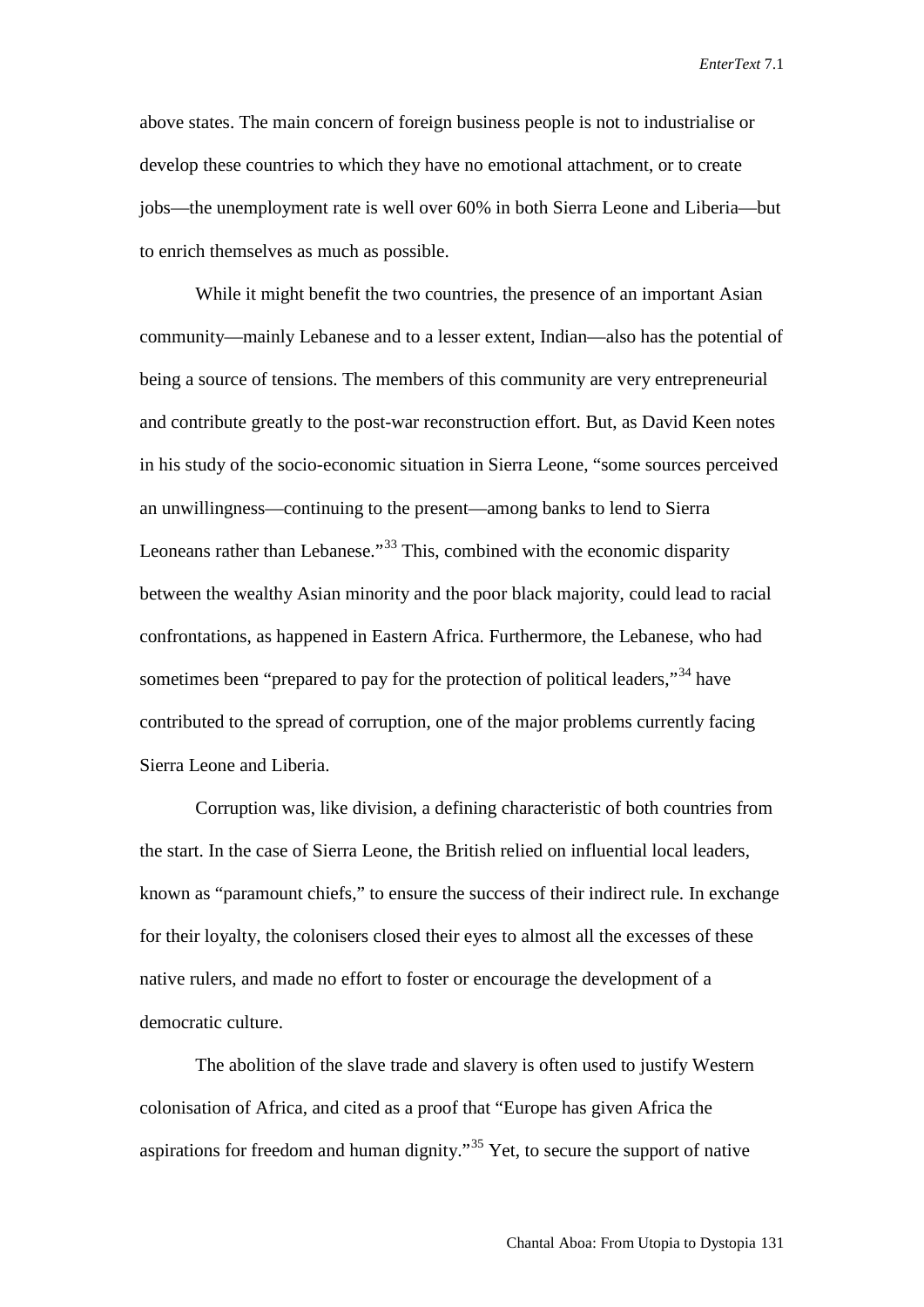above states. The main concern of foreign business people is not to industrialise or develop these countries to which they have no emotional attachment, or to create jobs—the unemployment rate is well over 60% in both Sierra Leone and Liberia—but to enrich themselves as much as possible.

While it might benefit the two countries, the presence of an important Asian community—mainly Lebanese and to a lesser extent, Indian—also has the potential of being a source of tensions. The members of this community are very entrepreneurial and contribute greatly to the post-war reconstruction effort. But, as David Keen notes in his study of the socio-economic situation in Sierra Leone, "some sources perceived an unwillingness—continuing to the present—among banks to lend to Sierra Leoneans rather than Lebanese."[33] This, combined with the economic disparity between the wealthy Asian minority and the poor black majority, could lead to racial confrontations, as happened in Eastern Africa. Furthermore, the Lebanese, who had sometimes been "prepared to pay for the protection of political leaders,"[34] have contributed to the spread of corruption, one of the major problems currently facing Sierra Leone and Liberia.

Corruption was, like division, a defining characteristic of both countries from the start. In the case of Sierra Leone, the British relied on influential local leaders, known as "paramount chiefs," to ensure the success of their indirect rule. In exchange for their loyalty, the colonisers closed their eyes to almost all the excesses of these native rulers, and made no effort to foster or encourage the development of a democratic culture.

The abolition of the slave trade and slavery is often used to justify Western colonisation of Africa, and cited as a proof that "Europe has given Africa the aspirations for freedom and human dignity."[35] Yet, to secure the support of native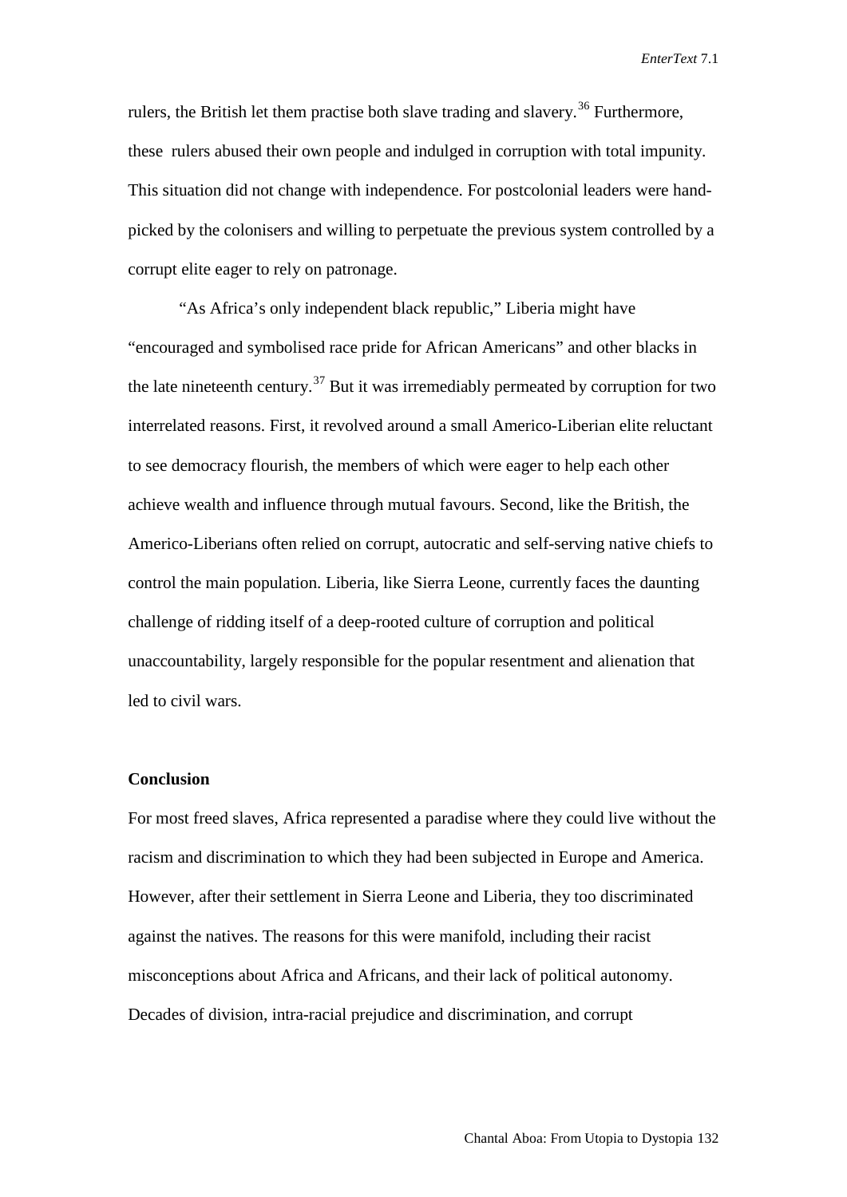rulers, the British let them practise both slave trading and slavery.[36] Furthermore, these rulers abused their own people and indulged in corruption with total impunity. This situation did not change with independence. For postcolonial leaders were hand-picked by the colonisers and willing to perpetuate the previous system controlled by a corrupt elite eager to rely on patronage.

"As Africa's only independent black republic," Liberia might have "encouraged and symbolised race pride for African Americans" and other blacks in the late nineteenth century.[37] But it was irremediably permeated by corruption for two interrelated reasons. First, it revolved around a small Americo-Liberian elite reluctant to see democracy flourish, the members of which were eager to help each other achieve wealth and influence through mutual favours. Second, like the British, the Americo-Liberians often relied on corrupt, autocratic and self-serving native chiefs to control the main population. Liberia, like Sierra Leone, currently faces the daunting challenge of ridding itself of a deep-rooted culture of corruption and political unaccountability, largely responsible for the popular resentment and alienation that led to civil wars.

**Conclusion**

For most freed slaves, Africa represented a paradise where they could live without the racism and discrimination to which they had been subjected in Europe and America. However, after their settlement in Sierra Leone and Liberia, they too discriminated against the natives. The reasons for this were manifold, including their racist misconceptions about Africa and Africans, and their lack of political autonomy. Decades of division, intra-racial prejudice and discrimination, and corrupt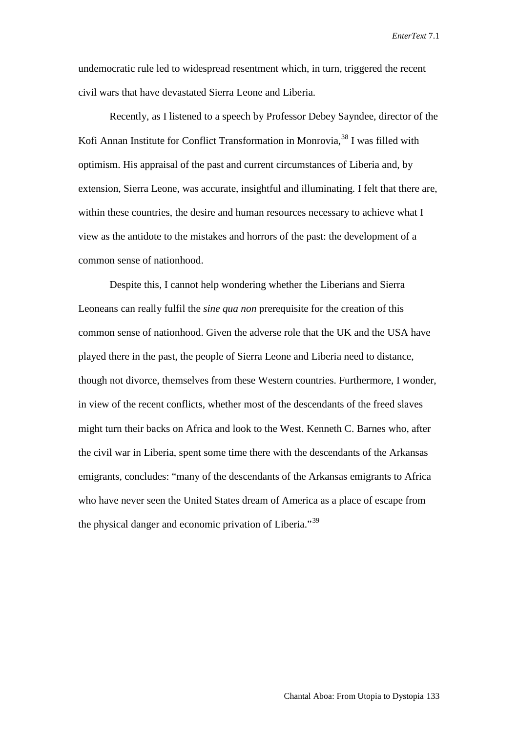undemocratic rule led to widespread resentment which, in turn, triggered the recent civil wars that have devastated Sierra Leone and Liberia.

Recently, as I listened to a speech by Professor Debey Sayndee, director of the Kofi Annan Institute for Conflict Transformation in Monrovia,[38] I was filled with optimism. His appraisal of the past and current circumstances of Liberia and, by extension, Sierra Leone, was accurate, insightful and illuminating. I felt that there are, within these countries, the desire and human resources necessary to achieve what I view as the antidote to the mistakes and horrors of the past: the development of a common sense of nationhood.

Despite this, I cannot help wondering whether the Liberians and Sierra Leoneans can really fulfil the *sine qua non* prerequisite for the creation of this common sense of nationhood. Given the adverse role that the UK and the USA have played there in the past, the people of Sierra Leone and Liberia need to distance, though not divorce, themselves from these Western countries. Furthermore, I wonder, in view of the recent conflicts, whether most of the descendants of the freed slaves might turn their backs on Africa and look to the West. Kenneth C. Barnes who, after the civil war in Liberia, spent some time there with the descendants of the Arkansas emigrants, concludes: "many of the descendants of the Arkansas emigrants to Africa who have never seen the United States dream of America as a place of escape from the physical danger and economic privation of Liberia."[39]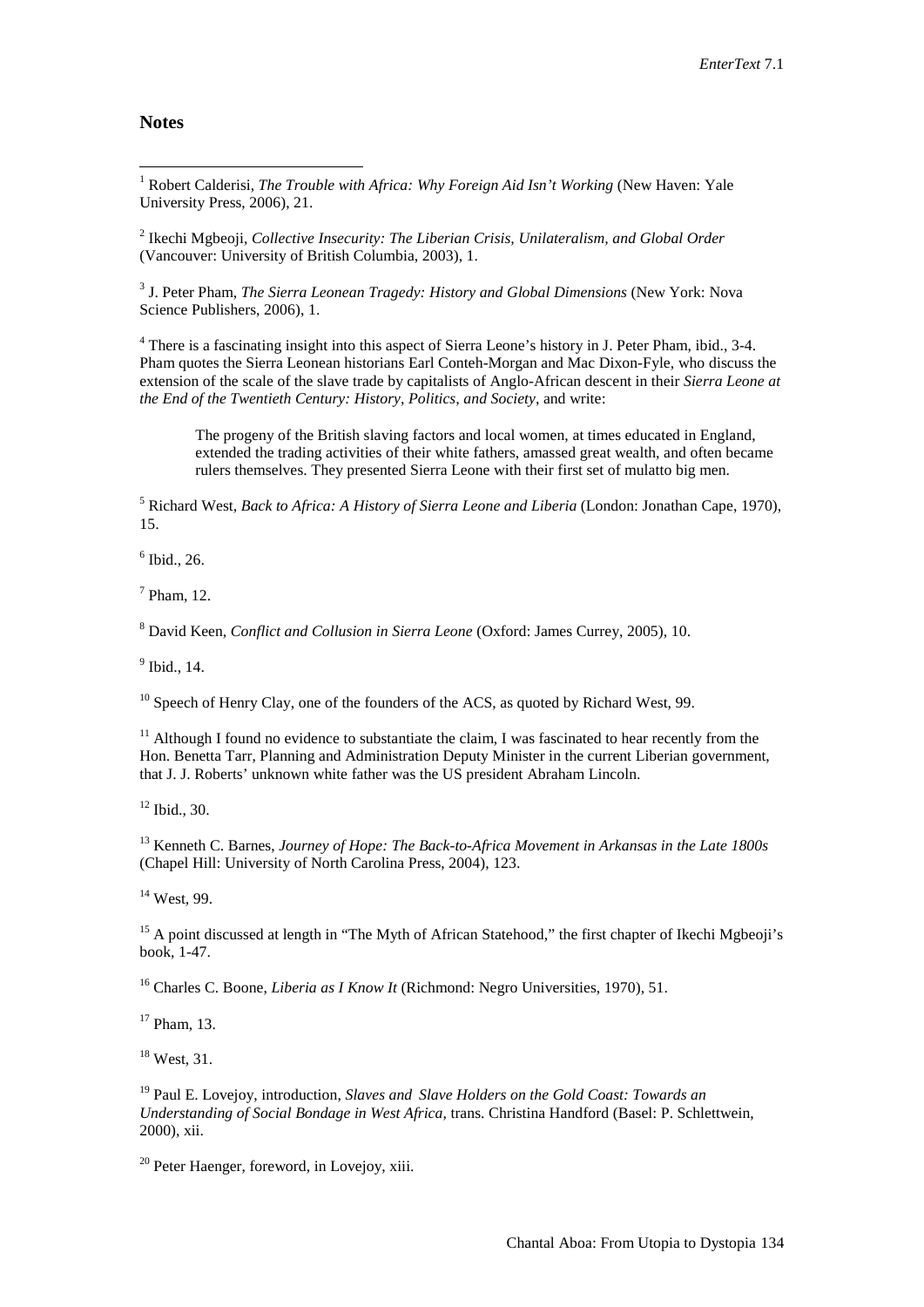## Notes

[1] Robert Calderisi, *The Trouble with Africa: Why Foreign Aid Isn't Working* (New Haven: Yale University Press, 2006), 21.

[2] Ikechi Mgbeoji, *Collective Insecurity: The Liberian Crisis, Unilateralism, and Global Order* (Vancouver: University of British Columbia, 2003), 1.

[3] J. Peter Pham, *The Sierra Leonean Tragedy: History and Global Dimensions* (New York: Nova Science Publishers, 2006), 1.

[4] There is a fascinating insight into this aspect of Sierra Leone's history in J. Peter Pham, ibid., 3-4. Pham quotes the Sierra Leonean historians Earl Conteh-Morgan and Mac Dixon-Fyle, who discuss the extension of the scale of the slave trade by capitalists of Anglo-African descent in their *Sierra Leone at the End of the Twentieth Century: History, Politics, and Society*, and write:

> The progeny of the British slaving factors and local women, at times educated in England, extended the trading activities of their white fathers, amassed great wealth, and often became rulers themselves. They presented Sierra Leone with their first set of mulatto big men.

[5] Richard West, *Back to Africa: A History of Sierra Leone and Liberia* (London: Jonathan Cape, 1970), 15.

[6] Ibid., 26.

[7] Pham, 12.

[8] David Keen, *Conflict and Collusion in Sierra Leone* (Oxford: James Currey, 2005), 10.

[9] Ibid., 14.

[10] Speech of Henry Clay, one of the founders of the ACS, as quoted by Richard West, 99.

[11] Although I found no evidence to substantiate the claim, I was fascinated to hear recently from the Hon. Benetta Tarr, Planning and Administration Deputy Minister in the current Liberian government, that J. J. Roberts' unknown white father was the US president Abraham Lincoln.

[12] Ibid., 30.

[13] Kenneth C. Barnes, *Journey of Hope: The Back-to-Africa Movement in Arkansas in the Late 1800s* (Chapel Hill: University of North Carolina Press, 2004), 123.

[14] West, 99.

[15] A point discussed at length in "The Myth of African Statehood," the first chapter of Ikechi Mgbeoji's book, 1-47.

[16] Charles C. Boone, *Liberia as I Know It* (Richmond: Negro Universities, 1970), 51.

[17] Pham, 13.

[18] West, 31.

[19] Paul E. Lovejoy, introduction, *Slaves and Slave Holders on the Gold Coast: Towards an Understanding of Social Bondage in West Africa*, trans. Christina Handford (Basel: P. Schlettwein, 2000), xii.

[20] Peter Haenger, foreword, in Lovejoy, xiii.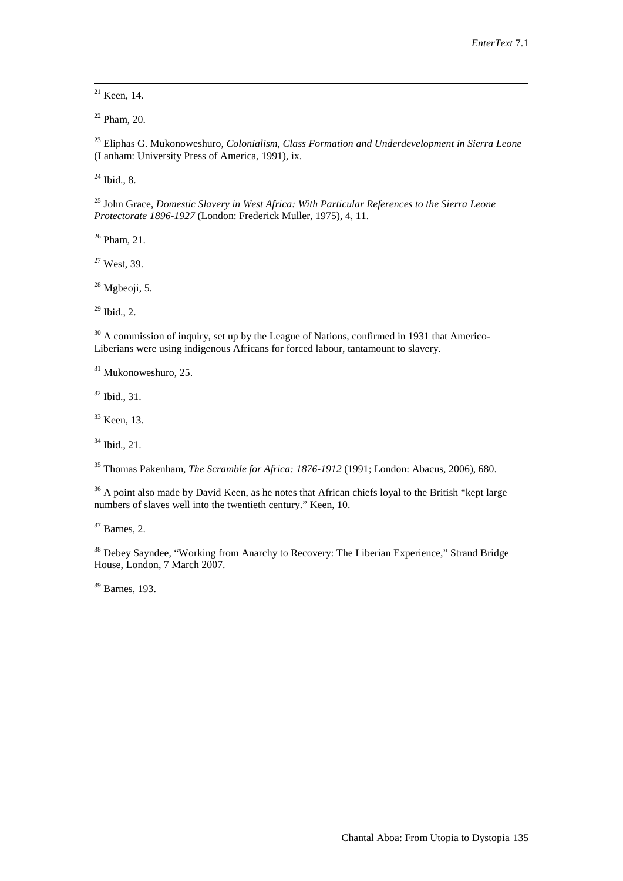[21] Keen, 14.

[22] Pham, 20.

[23] Eliphas G. Mukonoweshuro, *Colonialism, Class Formation and Underdevelopment in Sierra Leone* (Lanham: University Press of America, 1991), ix.

[24] Ibid., 8.

[25] John Grace, *Domestic Slavery in West Africa: With Particular References to the Sierra Leone Protectorate 1896-1927* (London: Frederick Muller, 1975), 4, 11.

[26] Pham, 21.

[27] West, 39.

[28] Mgbeoji, 5.

[29] Ibid., 2.

[30] A commission of inquiry, set up by the League of Nations, confirmed in 1931 that Americo-Liberians were using indigenous Africans for forced labour, tantamount to slavery.

[31] Mukonoweshuro, 25.

[32] Ibid., 31.

[33] Keen, 13.

[34] Ibid., 21.

[35] Thomas Pakenham, *The Scramble for Africa: 1876-1912* (1991; London: Abacus, 2006), 680.

[36] A point also made by David Keen, as he notes that African chiefs loyal to the British "kept large numbers of slaves well into the twentieth century." Keen, 10.

[37] Barnes, 2.

[38] Debey Sayndee, "Working from Anarchy to Recovery: The Liberian Experience," Strand Bridge House, London, 7 March 2007.

[39] Barnes, 193.